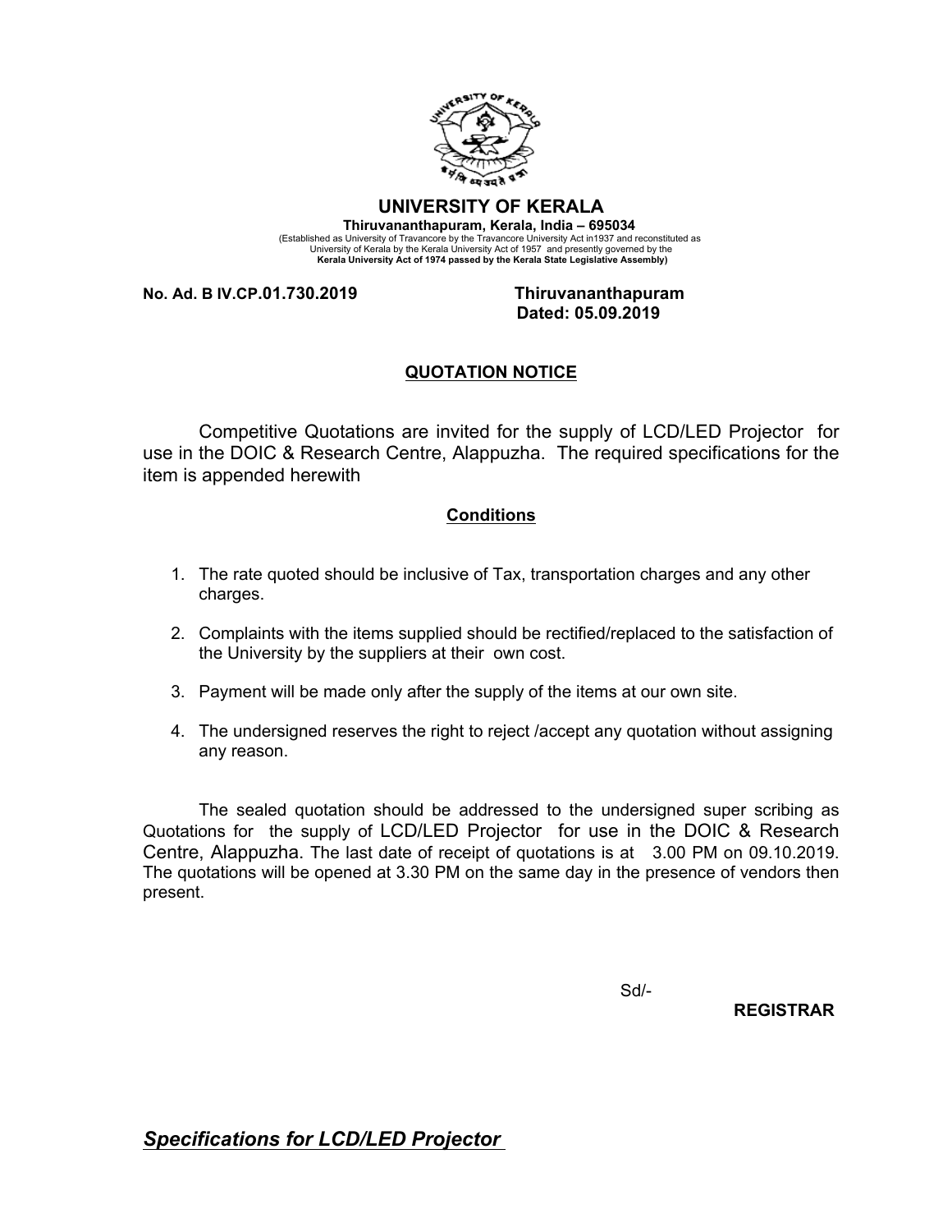# UNIVERSITY OF KERALA

**Thiruvananthapuram, Kerala, India – 695034**

(Established as University of Travancore by the Travancore University Act in1937 and reconstituted as University of Kerala by the Kerala University Act of 1957 and presently governed by the **Kerala University Act of 1974 passed by the Kerala State Legislative Assembly)**

**No. Ad. B IV.CP.01.730.2019** **Thiruvananthapuram**
**Dated: 05.09.2019**

## QUOTATION NOTICE

Competitive Quotations are invited for the supply of LCD/LED Projector for use in the DOIC & Research Centre, Alappuzha. The required specifications for the item is appended herewith

### Conditions

1. The rate quoted should be inclusive of Tax, transportation charges and any other charges.
2. Complaints with the items supplied should be rectified/replaced to the satisfaction of the University by the suppliers at their own cost.
3. Payment will be made only after the supply of the items at our own site.
4. The undersigned reserves the right to reject /accept any quotation without assigning any reason.

The sealed quotation should be addressed to the undersigned super scribing as Quotations for the supply of LCD/LED Projector for use in the DOIC & Research Centre, Alappuzha. The last date of receipt of quotations is at 3.00 PM on 09.10.2019. The quotations will be opened at 3.30 PM on the same day in the presence of vendors then present.

Sd/-

**REGISTRAR**

## *Specifications for LCD/LED Projector*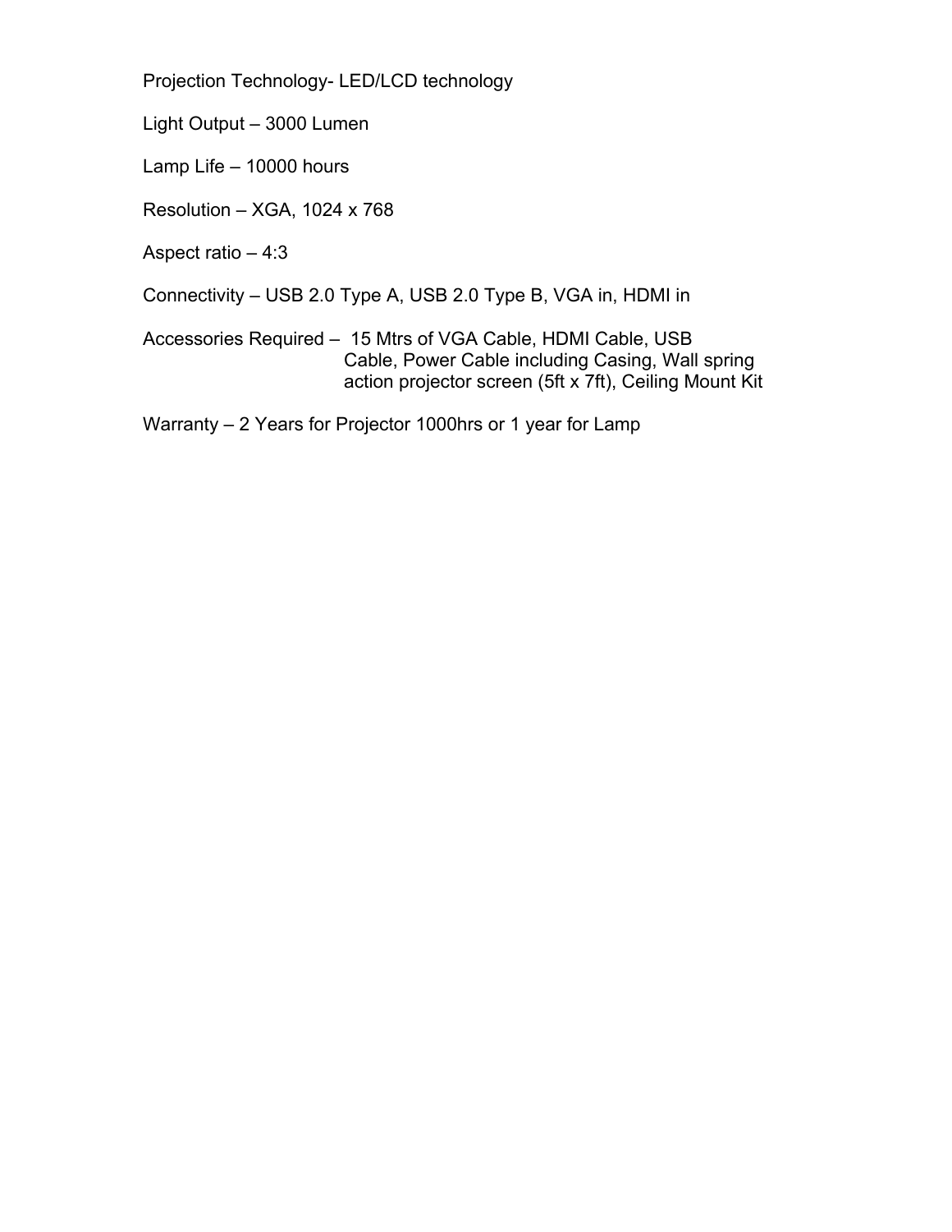Projection Technology- LED/LCD technology

Light Output – 3000 Lumen

Lamp Life – 10000 hours

Resolution – XGA, 1024 x 768

Aspect ratio – 4:3

Connectivity – USB 2.0 Type A, USB 2.0 Type B, VGA in, HDMI in

Accessories Required – 15 Mtrs of VGA Cable, HDMI Cable, USB Cable, Power Cable including Casing, Wall spring action projector screen (5ft x 7ft), Ceiling Mount Kit

Warranty – 2 Years for Projector 1000hrs or 1 year for Lamp